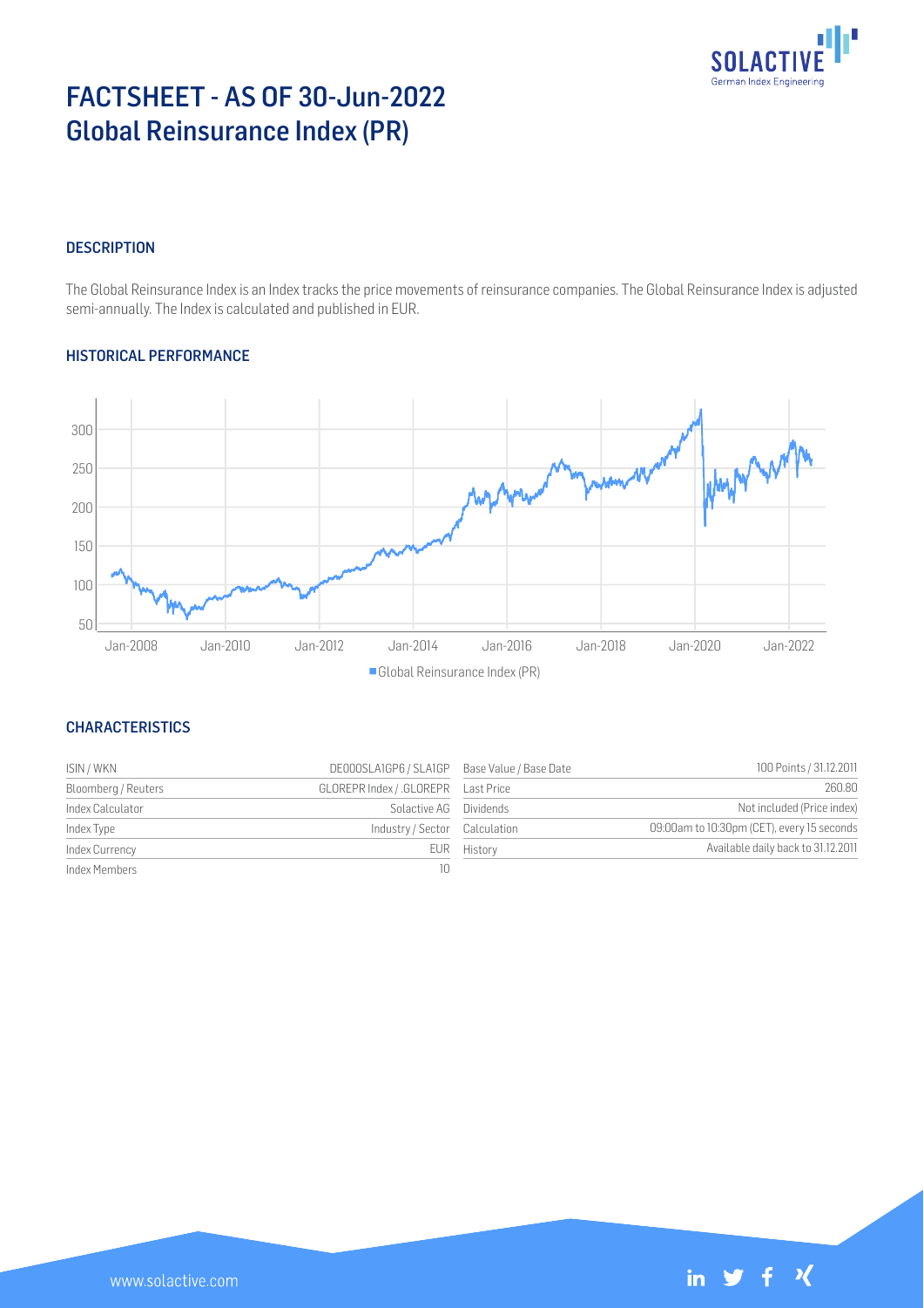# FACTSHEET - AS OF 30-Jun-2022
# Global Reinsurance Index (PR)

### DESCRIPTION

The Global Reinsurance Index is an Index tracks the price movements of reinsurance companies. The Global Reinsurance Index is adjusted semi-annually. The Index is calculated and published in EUR.

### HISTORICAL PERFORMANCE

### CHARACTERISTICS

| | | | |
|---|---|---|---|
| ISIN / WKN | DE000SLA1GP6 / SLA1GP | Base Value / Base Date | 100 Points / 31.12.2011 |
| Bloomberg / Reuters | GLOREPR Index / .GLOREPR | Last Price | 260.80 |
| Index Calculator | Solactive AG | Dividends | Not included (Price index) |
| Index Type | Industry / Sector | Calculation | 09:00am to 10:30pm (CET), every 15 seconds |
| Index Currency | EUR | History | Available daily back to 31.12.2011 |
| Index Members | 10 | | |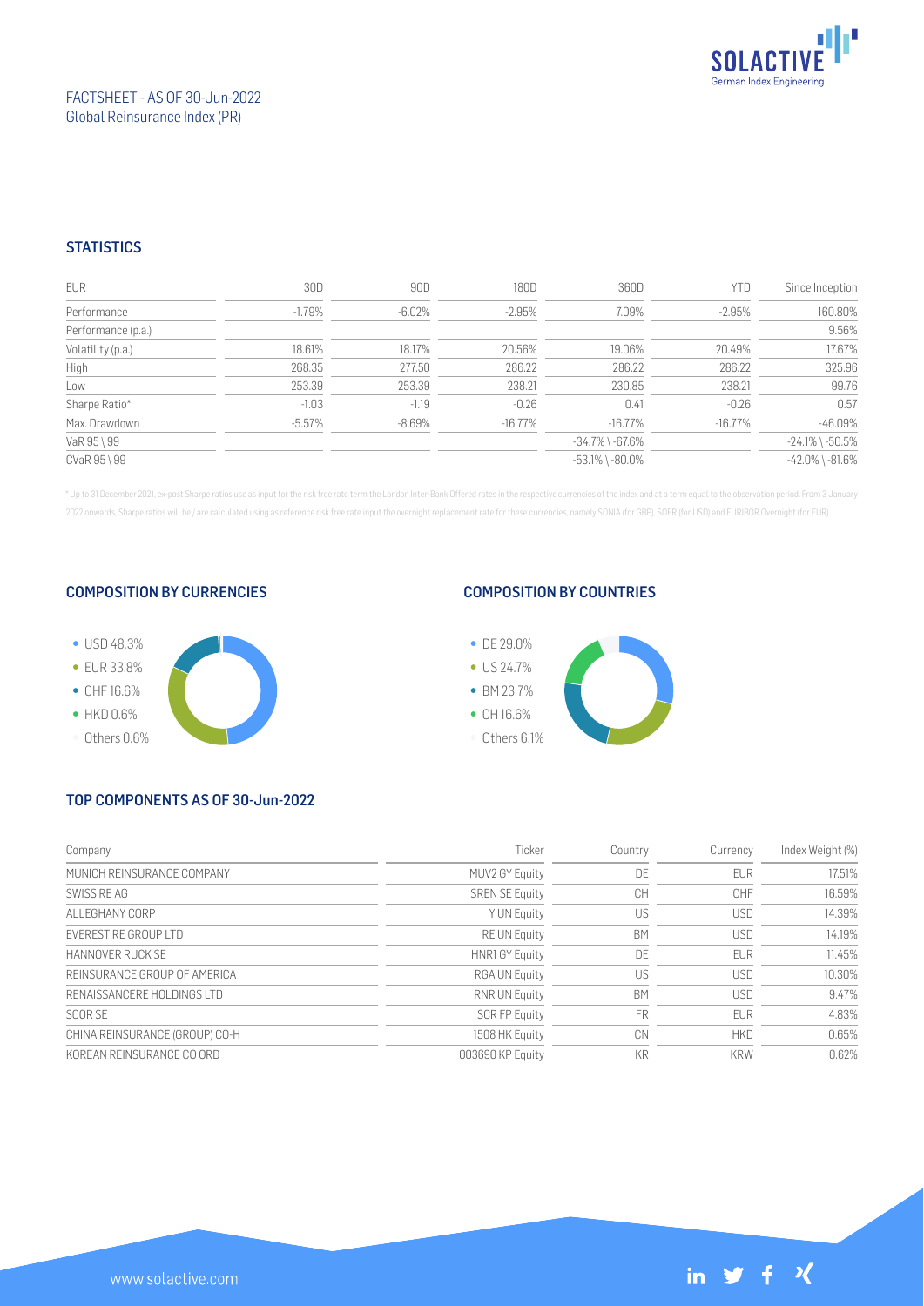FACTSHEET - AS OF 30-Jun-2022
Global Reinsurance Index (PR)

## STATISTICS

| EUR | 30D | 90D | 180D | 360D | YTD | Since Inception |
|---|---|---|---|---|---|---|
| Performance | -1.79% | -6.02% | -2.95% | 7.09% | -2.95% | 160.80% |
| Performance (p.a.) | | | | | | 9.56% |
| Volatility (p.a.) | 18.61% | 18.17% | 20.56% | 19.06% | 20.49% | 17.67% |
| High | 268.35 | 277.50 | 286.22 | 286.22 | 286.22 | 325.96 |
| Low | 253.39 | 253.39 | 238.21 | 230.85 | 238.21 | 99.76 |
| Sharpe Ratio* | -1.03 | -1.19 | -0.26 | 0.41 | -0.26 | 0.57 |
| Max. Drawdown | -5.57% | -8.69% | -16.77% | -16.77% | -16.77% | -46.09% |
| VaR 95 \ 99 | | | | -34.7% \ -67.6% | | -24.1% \ -50.5% |
| CVaR 95 \ 99 | | | | -53.1% \ -80.0% | | -42.0% \ -81.6% |

* Up to 31 December 2021, ex-post Sharpe ratios use as input for the risk free rate term the London Inter-Bank Offered rates in the respective currencies of the index and at a term equal to the observation period. From 3 January 2022 onwards, Sharpe ratios will be / are calculated using as reference risk free rate input the overnight replacement rate for these currencies, namely SONIA (for GBP), SOFR (for USD) and EURIBOR Overnight (for EUR).

## COMPOSITION BY CURRENCIES

- USD 48.3%
- EUR 33.8%
- CHF 16.6%
- HKD 0.6%
- Others 0.6%

## COMPOSITION BY COUNTRIES

- DE 29.0%
- US 24.7%
- BM 23.7%
- CH 16.6%
- Others 6.1%

## TOP COMPONENTS AS OF 30-Jun-2022

| Company | Ticker | Country | Currency | Index Weight (%) |
|---|---|---|---|---|
| MUNICH REINSURANCE COMPANY | MUV2 GY Equity | DE | EUR | 17.51% |
| SWISS RE AG | SREN SE Equity | CH | CHF | 16.59% |
| ALLEGHANY CORP | Y UN Equity | US | USD | 14.39% |
| EVEREST RE GROUP LTD | RE UN Equity | BM | USD | 14.19% |
| HANNOVER RUCK SE | HNR1 GY Equity | DE | EUR | 11.45% |
| REINSURANCE GROUP OF AMERICA | RGA UN Equity | US | USD | 10.30% |
| RENAISSANCERE HOLDINGS LTD | RNR UN Equity | BM | USD | 9.47% |
| SCOR SE | SCR FP Equity | FR | EUR | 4.83% |
| CHINA REINSURANCE (GROUP) CO-H | 1508 HK Equity | CN | HKD | 0.65% |
| KOREAN REINSURANCE CO ORD | 003690 KP Equity | KR | KRW | 0.62% |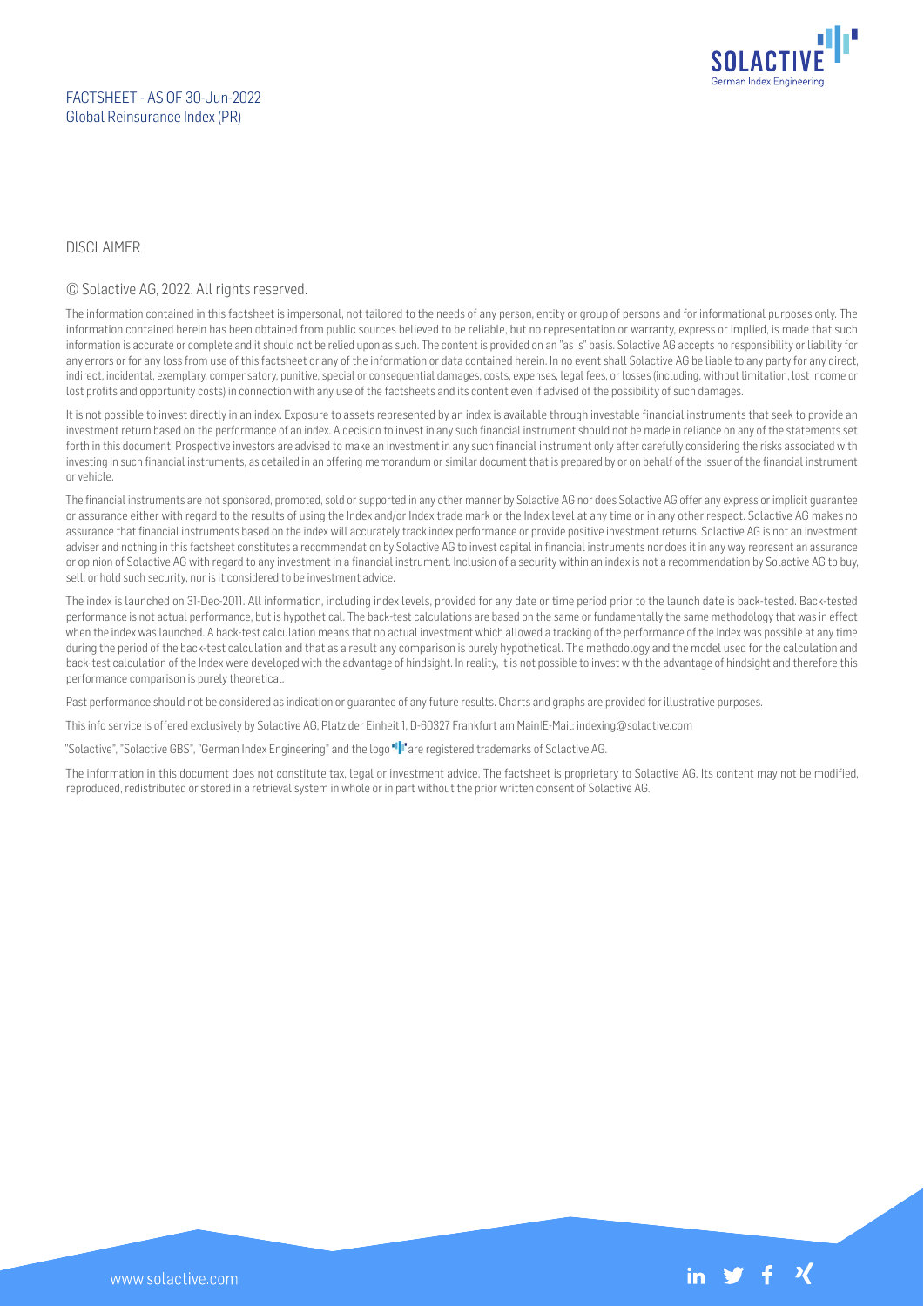FACTSHEET - AS OF 30-Jun-2022
Global Reinsurance Index (PR)

## DISCLAIMER

© Solactive AG, 2022. All rights reserved.

The information contained in this factsheet is impersonal, not tailored to the needs of any person, entity or group of persons and for informational purposes only. The information contained herein has been obtained from public sources believed to be reliable, but no representation or warranty, express or implied, is made that such information is accurate or complete and it should not be relied upon as such. The content is provided on an "as is" basis. Solactive AG accepts no responsibility or liability for any errors or for any loss from use of this factsheet or any of the information or data contained herein. In no event shall Solactive AG be liable to any party for any direct, indirect, incidental, exemplary, compensatory, punitive, special or consequential damages, costs, expenses, legal fees, or losses (including, without limitation, lost income or lost profits and opportunity costs) in connection with any use of the factsheets and its content even if advised of the possibility of such damages.

It is not possible to invest directly in an index. Exposure to assets represented by an index is available through investable financial instruments that seek to provide an investment return based on the performance of an index. A decision to invest in any such financial instrument should not be made in reliance on any of the statements set forth in this document. Prospective investors are advised to make an investment in any such financial instrument only after carefully considering the risks associated with investing in such financial instruments, as detailed in an offering memorandum or similar document that is prepared by or on behalf of the issuer of the financial instrument or vehicle.

The financial instruments are not sponsored, promoted, sold or supported in any other manner by Solactive AG nor does Solactive AG offer any express or implicit guarantee or assurance either with regard to the results of using the Index and/or Index trade mark or the Index level at any time or in any other respect. Solactive AG makes no assurance that financial instruments based on the index will accurately track index performance or provide positive investment returns. Solactive AG is not an investment adviser and nothing in this factsheet constitutes a recommendation by Solactive AG to invest capital in financial instruments nor does it in any way represent an assurance or opinion of Solactive AG with regard to any investment in a financial instrument. Inclusion of a security within an index is not a recommendation by Solactive AG to buy, sell, or hold such security, nor is it considered to be investment advice.

The index is launched on 31-Dec-2011. All information, including index levels, provided for any date or time period prior to the launch date is back-tested. Back-tested performance is not actual performance, but is hypothetical. The back-test calculations are based on the same or fundamentally the same methodology that was in effect when the index was launched. A back-test calculation means that no actual investment which allowed a tracking of the performance of the Index was possible at any time during the period of the back-test calculation and that as a result any comparison is purely hypothetical. The methodology and the model used for the calculation and back-test calculation of the Index were developed with the advantage of hindsight. In reality, it is not possible to invest with the advantage of hindsight and therefore this performance comparison is purely theoretical.

Past performance should not be considered as indication or guarantee of any future results. Charts and graphs are provided for illustrative purposes.

This info service is offered exclusively by Solactive AG, Platz der Einheit 1, D-60327 Frankfurt am Main|E-Mail: indexing@solactive.com

"Solactive", "Solactive GBS", "German Index Engineering" and the logo are registered trademarks of Solactive AG.

The information in this document does not constitute tax, legal or investment advice. The factsheet is proprietary to Solactive AG. Its content may not be modified, reproduced, redistributed or stored in a retrieval system in whole or in part without the prior written consent of Solactive AG.

www.solactive.com